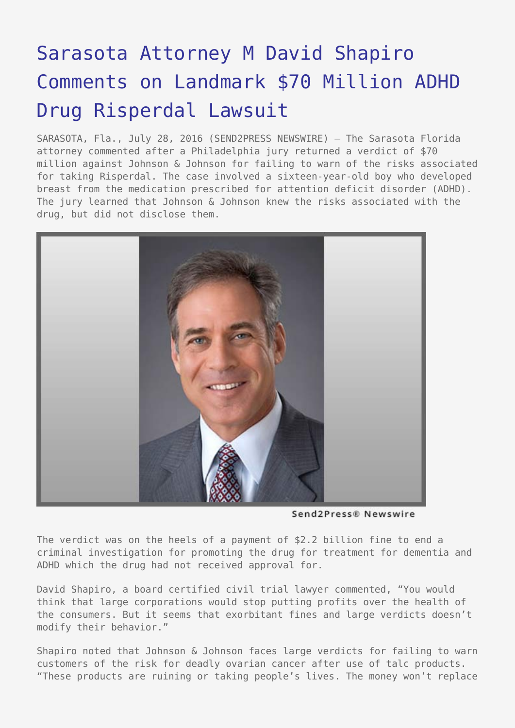# Sarasota Attorney M David Shapiro Comments on Landmark $70 Million ADHD Drug Risperdal Lawsuit

SARASOTA, Fla., July 28, 2016 (SEND2PRESS NEWSWIRE) — The Sarasota Florida attorney commented after a Philadelphia jury returned a verdict of $70 million against Johnson & Johnson for failing to warn of the risks associated for taking Risperdal. The case involved a sixteen-year-old boy who developed breast from the medication prescribed for attention deficit disorder (ADHD). The jury learned that Johnson & Johnson knew the risks associated with the drug, but did not disclose them.

Send2Press® Newswire

The verdict was on the heels of a payment of $2.2 billion fine to end a criminal investigation for promoting the drug for treatment for dementia and ADHD which the drug had not received approval for.

David Shapiro, a board certified civil trial lawyer commented, "You would think that large corporations would stop putting profits over the health of the consumers. But it seems that exorbitant fines and large verdicts doesn't modify their behavior."

Shapiro noted that Johnson & Johnson faces large verdicts for failing to warn customers of the risk for deadly ovarian cancer after use of talc products. "These products are ruining or taking people's lives. The money won't replace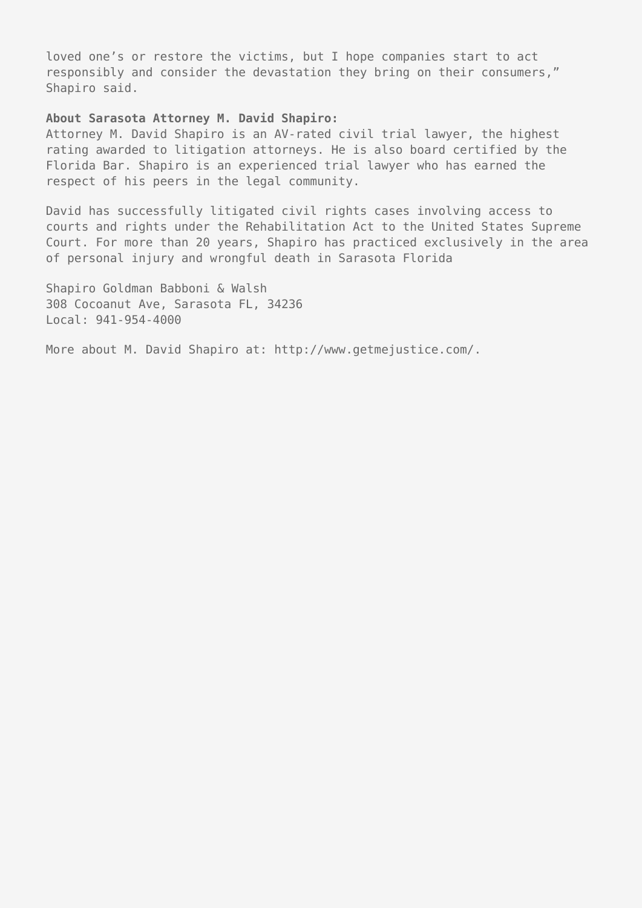loved one’s or restore the victims, but I hope companies start to act responsibly and consider the devastation they bring on their consumers,” Shapiro said.

**About Sarasota Attorney M. David Shapiro:**
Attorney M. David Shapiro is an AV-rated civil trial lawyer, the highest rating awarded to litigation attorneys. He is also board certified by the Florida Bar. Shapiro is an experienced trial lawyer who has earned the respect of his peers in the legal community.

David has successfully litigated civil rights cases involving access to courts and rights under the Rehabilitation Act to the United States Supreme Court. For more than 20 years, Shapiro has practiced exclusively in the area of personal injury and wrongful death in Sarasota Florida

Shapiro Goldman Babboni & Walsh
308 Cocoanut Ave, Sarasota FL, 34236
Local: 941-954-4000

More about M. David Shapiro at: http://www.getmejustice.com/.